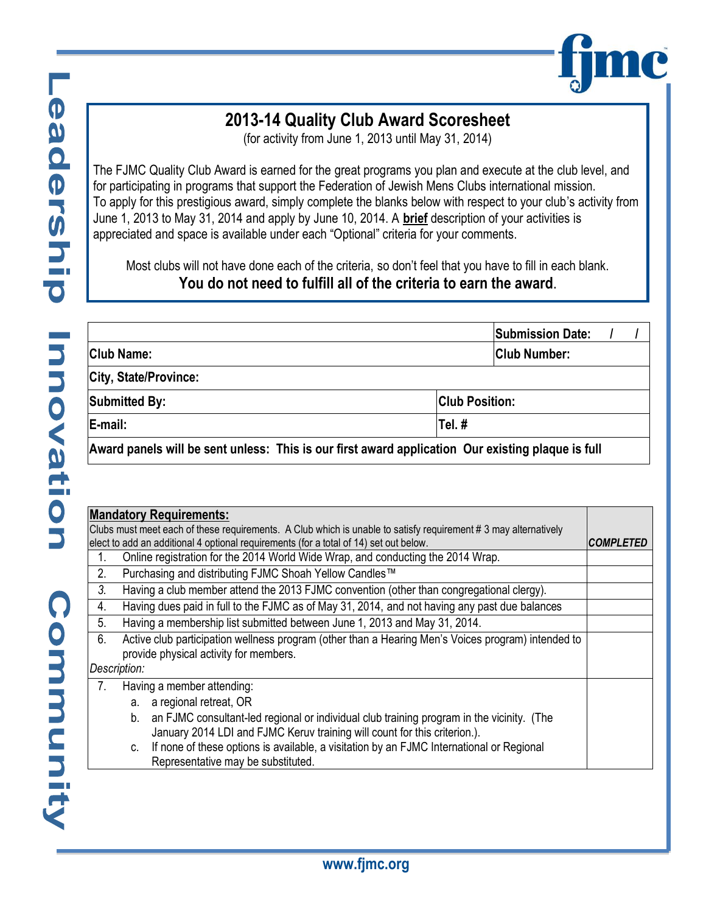# 2013-14 Quality Club Award Scoresheet

(for activity from June 1, 2013 until May 31, 2014)

The FJMC Quality Club Award is earned for the great programs you plan and execute at the club level, and for participating in programs that support the Federation of Jewish Mens Clubs international mission. To apply for this prestigious award, simply complete the blanks below with respect to your club's activity from June 1, 2013 to May 31, 2014 and apply by June 10, 2014. A **brief** description of your activities is appreciated and space is available under each "Optional" criteria for your comments.

Most clubs will not have done each of the criteria, so don't feel that you have to fill in each blank.

**You do not need to fulfill all of the criteria to earn the award.**

| | |
|---|---|
| | **Submission Date:** / / |
| **Club Name:** | **Club Number:** |
| **City, State/Province:** | |
| **Submitted By:** | **Club Position:** |
| **E-mail:** | **Tel. #** |
| **Award panels will be sent unless: This is our first award application Our existing plaque is full** | |

| **Mandatory Requirements:** Clubs must meet each of these requirements. A Club which is unable to satisfy requirement # 3 may alternatively elect to add an additional 4 optional requirements (for a total of 14) set out below. | ***COMPLETED*** |
|---|---|
| 1. Online registration for the 2014 World Wide Wrap, and conducting the 2014 Wrap. | |
| 2. Purchasing and distributing FJMC Shoah Yellow Candles™ | |
| *3.* Having a club member attend the 2013 FJMC convention (other than congregational clergy). | |
| 4. Having dues paid in full to the FJMC as of May 31, 2014, and not having any past due balances | |
| 5. Having a membership list submitted between June 1, 2013 and May 31, 2014. | |
| 6. Active club participation wellness program (other than a Hearing Men's Voices program) intended to provide physical activity for members. *Description:* | |
| 7. Having a member attending: a. a regional retreat, OR b. an FJMC consultant-led regional or individual club training program in the vicinity. (The January 2014 LDI and FJMC Keruv training will count for this criterion.). c. If none of these options is available, a visitation by an FJMC International or Regional Representative may be substituted. | |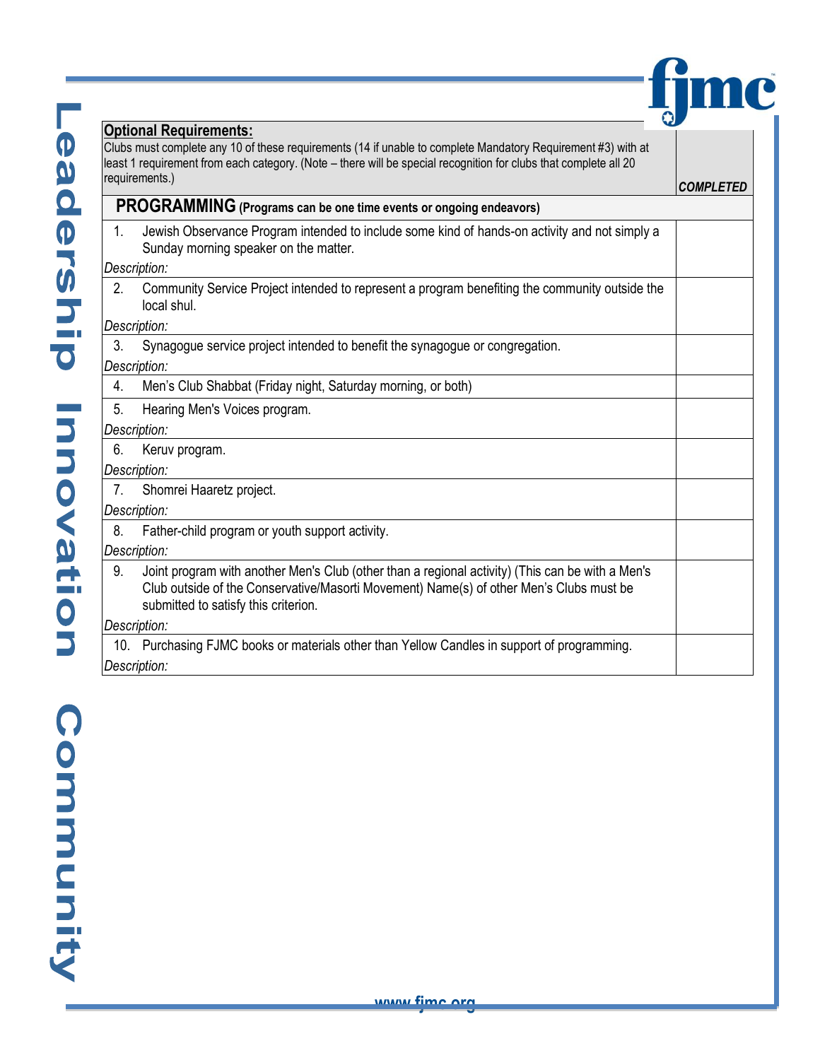| **Optional Requirements:**<br>Clubs must complete any 10 of these requirements (14 if unable to complete Mandatory Requirement #3) with at least 1 requirement from each category. (Note – there will be special recognition for clubs that complete all 20 requirements.) | *COMPLETED* |
|---|---|
| **PROGRAMMING** **(Programs can be one time events or ongoing endeavors)** | |
| 1. Jewish Observance Program intended to include some kind of hands-on activity and not simply a Sunday morning speaker on the matter.<br>*Description:* | |
| 2. Community Service Project intended to represent a program benefiting the community outside the local shul.<br>*Description:* | |
| 3. Synagogue service project intended to benefit the synagogue or congregation.<br>*Description:* | |
| 4. Men's Club Shabbat (Friday night, Saturday morning, or both) | |
| 5. Hearing Men's Voices program.<br>*Description:* | |
| 6. Keruv program.<br>*Description:* | |
| 7. Shomrei Haaretz project.<br>*Description:* | |
| 8. Father-child program or youth support activity.<br>*Description:* | |
| 9. Joint program with another Men's Club (other than a regional activity) (This can be with a Men's Club outside of the Conservative/Masorti Movement) Name(s) of other Men's Clubs must be submitted to satisfy this criterion.<br>*Description:* | |
| 10. Purchasing FJMC books or materials other than Yellow Candles in support of programming.<br>*Description:* | |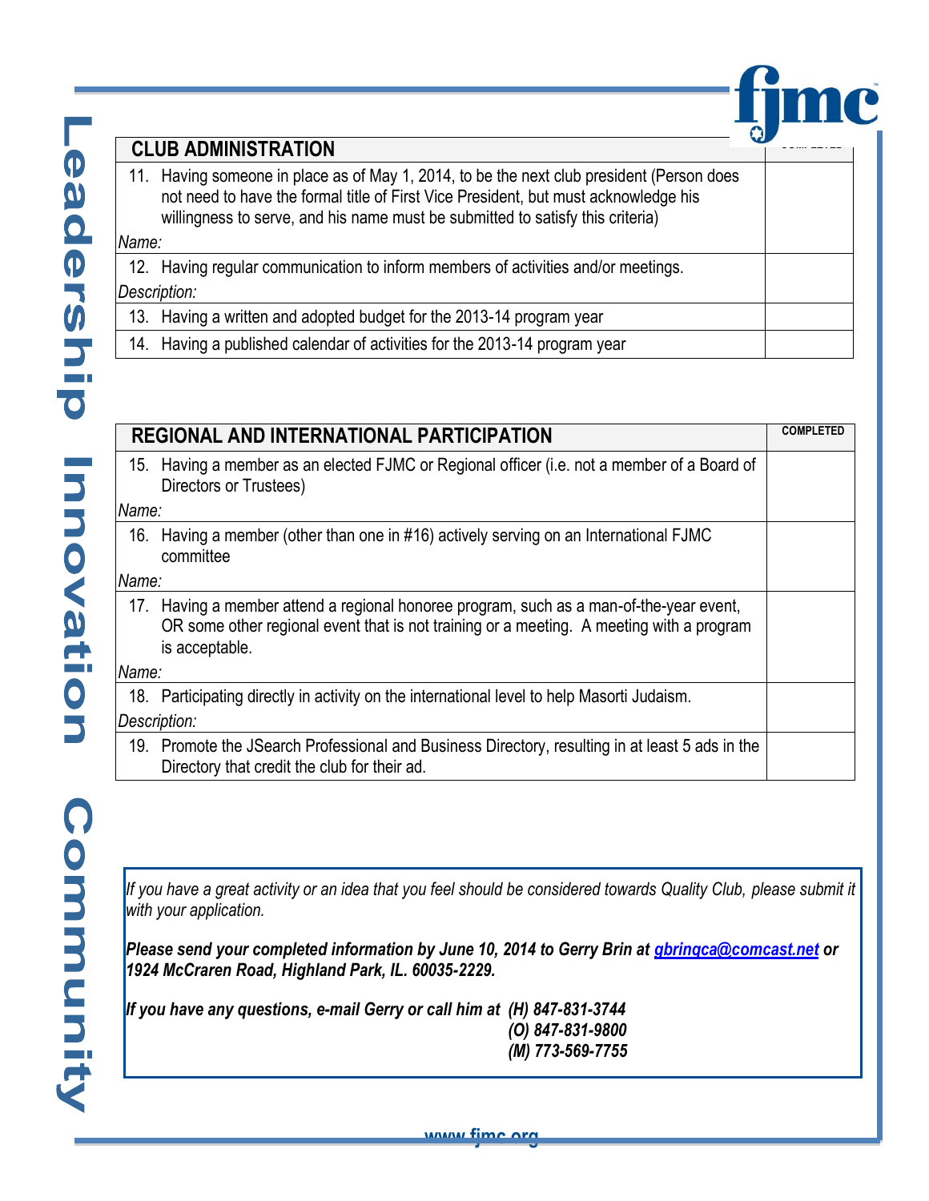| CLUB ADMINISTRATION | COMPLETED |
|---|---|
| 11. Having someone in place as of May 1, 2014, to be the next club president (Person does not need to have the formal title of First Vice President, but must acknowledge his willingness to serve, and his name must be submitted to satisfy this criteria)<br>*Name:* | |
| 12. Having regular communication to inform members of activities and/or meetings.<br>*Description:* | |
| 13. Having a written and adopted budget for the 2013-14 program year | |
| 14. Having a published calendar of activities for the 2013-14 program year | |

| REGIONAL AND INTERNATIONAL PARTICIPATION | COMPLETED |
|---|---|
| 15. Having a member as an elected FJMC or Regional officer (i.e. not a member of a Board of Directors or Trustees)<br>*Name:* | |
| 16. Having a member (other than one in #16) actively serving on an International FJMC committee<br>*Name:* | |
| 17. Having a member attend a regional honoree program, such as a man-of-the-year event, OR some other regional event that is not training or a meeting. A meeting with a program is acceptable.<br>*Name:* | |
| 18. Participating directly in activity on the international level to help Masorti Judaism.<br>*Description:* | |
| 19. Promote the JSearch Professional and Business Directory, resulting in at least 5 ads in the Directory that credit the club for their ad. | |

*If you have a great activity or an idea that you feel should be considered towards Quality Club, please submit it with your application.*

***Please send your completed information by June 10, 2014 to Gerry Brin at gbringca@comcast.net or 1924 McCraren Road, Highland Park, IL. 60035-2229.***

***If you have any questions, e-mail Gerry or call him at (H) 847-831-3744***
***(O) 847-831-9800***
***(M) 773-569-7755***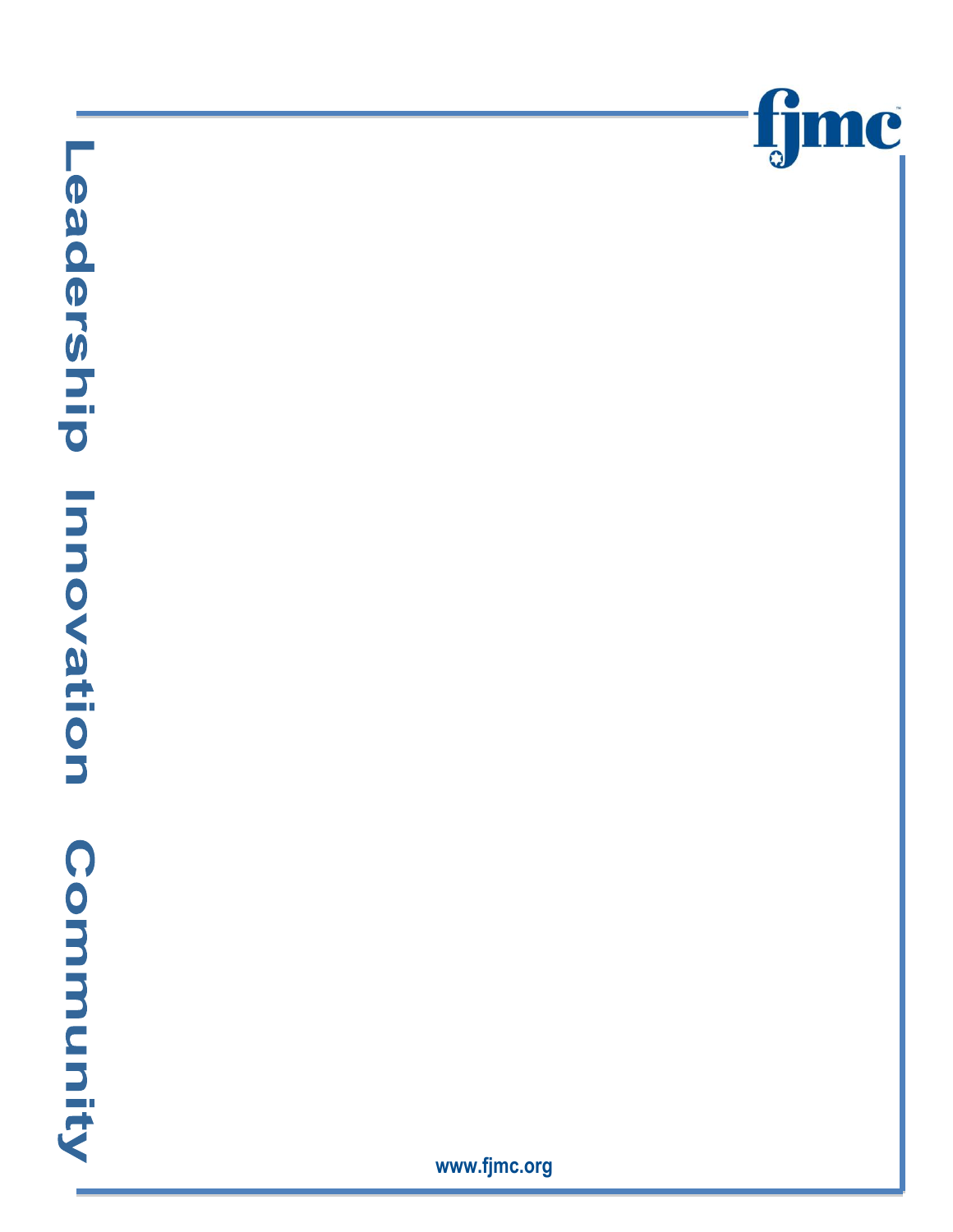Leadership Innovation Community

fjmc

www.fjmc.org